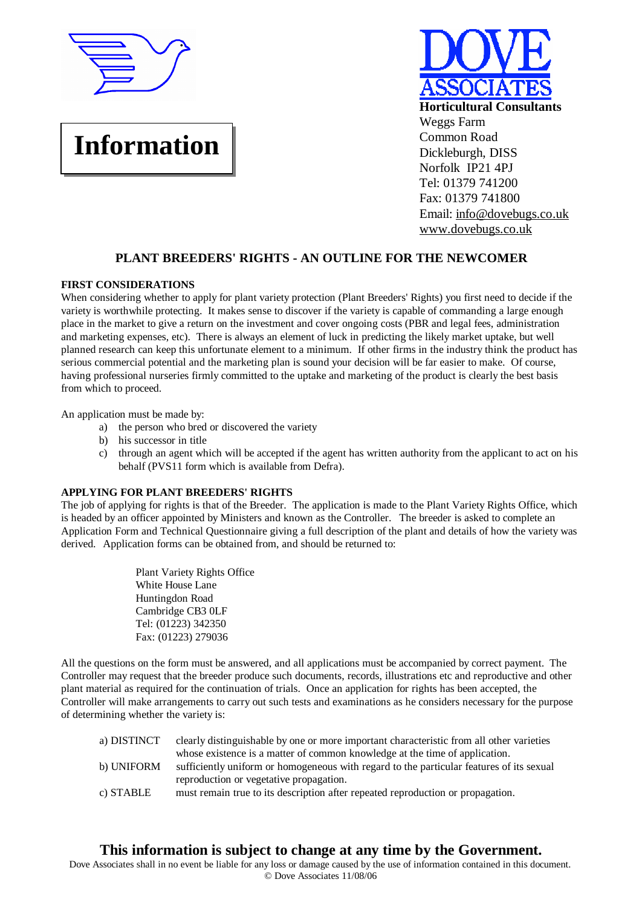# Information

**DOVE ASSOCIATES**
**Horticultural Consultants**
Weggs Farm
Common Road
Dickleburgh, DISS
Norfolk IP21 4PJ
Tel: 01379 741200
Fax: 01379 741800
Email: info@dovebugs.co.uk
www.dovebugs.co.uk

## PLANT BREEDERS' RIGHTS - AN OUTLINE FOR THE NEWCOMER

### FIRST CONSIDERATIONS

When considering whether to apply for plant variety protection (Plant Breeders' Rights) you first need to decide if the variety is worthwhile protecting. It makes sense to discover if the variety is capable of commanding a large enough place in the market to give a return on the investment and cover ongoing costs (PBR and legal fees, administration and marketing expenses, etc). There is always an element of luck in predicting the likely market uptake, but well planned research can keep this unfortunate element to a minimum. If other firms in the industry think the product has serious commercial potential and the marketing plan is sound your decision will be far easier to make. Of course, having professional nurseries firmly committed to the uptake and marketing of the product is clearly the best basis from which to proceed.

An application must be made by:

a) the person who bred or discovered the variety
b) his successor in title
c) through an agent which will be accepted if the agent has written authority from the applicant to act on his behalf (PVS11 form which is available from Defra).

### APPLYING FOR PLANT BREEDERS' RIGHTS

The job of applying for rights is that of the Breeder. The application is made to the Plant Variety Rights Office, which is headed by an officer appointed by Ministers and known as the Controller. The breeder is asked to complete an Application Form and Technical Questionnaire giving a full description of the plant and details of how the variety was derived. Application forms can be obtained from, and should be returned to:

Plant Variety Rights Office
White House Lane
Huntingdon Road
Cambridge CB3 0LF
Tel: (01223) 342350
Fax: (01223) 279036

All the questions on the form must be answered, and all applications must be accompanied by correct payment. The Controller may request that the breeder produce such documents, records, illustrations etc and reproductive and other plant material as required for the continuation of trials. Once an application for rights has been accepted, the Controller will make arrangements to carry out such tests and examinations as he considers necessary for the purpose of determining whether the variety is:

a) DISTINCT — clearly distinguishable by one or more important characteristic from all other varieties whose existence is a matter of common knowledge at the time of application.
b) UNIFORM — sufficiently uniform or homogeneous with regard to the particular features of its sexual reproduction or vegetative propagation.
c) STABLE — must remain true to its description after repeated reproduction or propagation.

**This information is subject to change at any time by the Government.**

Dove Associates shall in no event be liable for any loss or damage caused by the use of information contained in this document.
© Dove Associates 11/08/06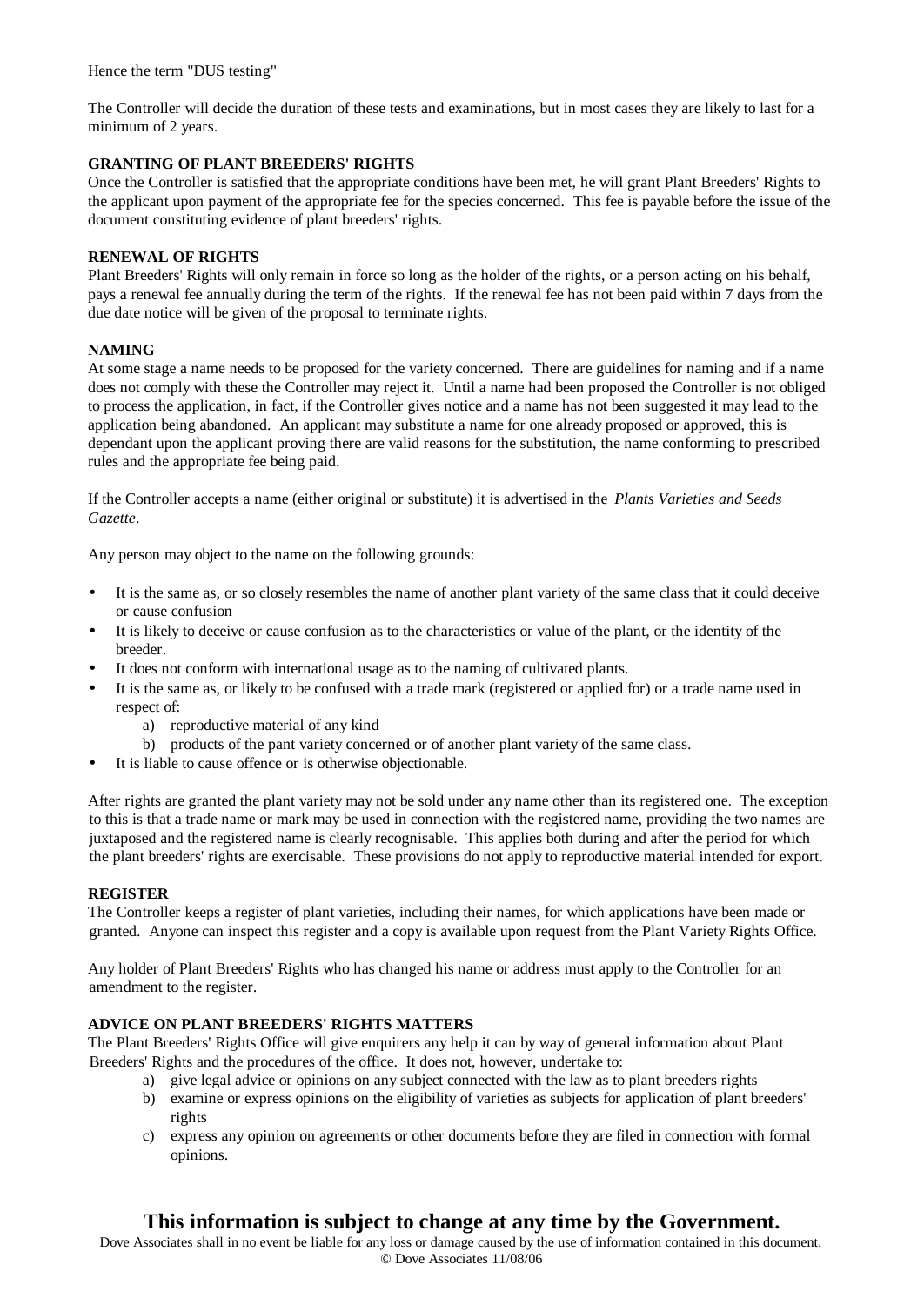Hence the term "DUS testing"

The Controller will decide the duration of these tests and examinations, but in most cases they are likely to last for a minimum of 2 years.

**GRANTING OF PLANT BREEDERS' RIGHTS**

Once the Controller is satisfied that the appropriate conditions have been met, he will grant Plant Breeders' Rights to the applicant upon payment of the appropriate fee for the species concerned. This fee is payable before the issue of the document constituting evidence of plant breeders' rights.

**RENEWAL OF RIGHTS**

Plant Breeders' Rights will only remain in force so long as the holder of the rights, or a person acting on his behalf, pays a renewal fee annually during the term of the rights. If the renewal fee has not been paid within 7 days from the due date notice will be given of the proposal to terminate rights.

**NAMING**

At some stage a name needs to be proposed for the variety concerned. There are guidelines for naming and if a name does not comply with these the Controller may reject it. Until a name had been proposed the Controller is not obliged to process the application, in fact, if the Controller gives notice and a name has not been suggested it may lead to the application being abandoned. An applicant may substitute a name for one already proposed or approved, this is dependant upon the applicant proving there are valid reasons for the substitution, the name conforming to prescribed rules and the appropriate fee being paid.

If the Controller accepts a name (either original or substitute) it is advertised in the *Plants Varieties and Seeds Gazette*.

Any person may object to the name on the following grounds:

- It is the same as, or so closely resembles the name of another plant variety of the same class that it could deceive or cause confusion
- It is likely to deceive or cause confusion as to the characteristics or value of the plant, or the identity of the breeder.
- It does not conform with international usage as to the naming of cultivated plants.
- It is the same as, or likely to be confused with a trade mark (registered or applied for) or a trade name used in respect of:
    a) reproductive material of any kind
    b) products of the pant variety concerned or of another plant variety of the same class.
- It is liable to cause offence or is otherwise objectionable.

After rights are granted the plant variety may not be sold under any name other than its registered one. The exception to this is that a trade name or mark may be used in connection with the registered name, providing the two names are juxtaposed and the registered name is clearly recognisable. This applies both during and after the period for which the plant breeders' rights are exercisable. These provisions do not apply to reproductive material intended for export.

**REGISTER**

The Controller keeps a register of plant varieties, including their names, for which applications have been made or granted. Anyone can inspect this register and a copy is available upon request from the Plant Variety Rights Office.

Any holder of Plant Breeders' Rights who has changed his name or address must apply to the Controller for an amendment to the register.

**ADVICE ON PLANT BREEDERS' RIGHTS MATTERS**

The Plant Breeders' Rights Office will give enquirers any help it can by way of general information about Plant Breeders' Rights and the procedures of the office. It does not, however, undertake to:

a) give legal advice or opinions on any subject connected with the law as to plant breeders rights
b) examine or express opinions on the eligibility of varieties as subjects for application of plant breeders' rights
c) express any opinion on agreements or other documents before they are filed in connection with formal opinions.

**This information is subject to change at any time by the Government.**

Dove Associates shall in no event be liable for any loss or damage caused by the use of information contained in this document.
© Dove Associates 11/08/06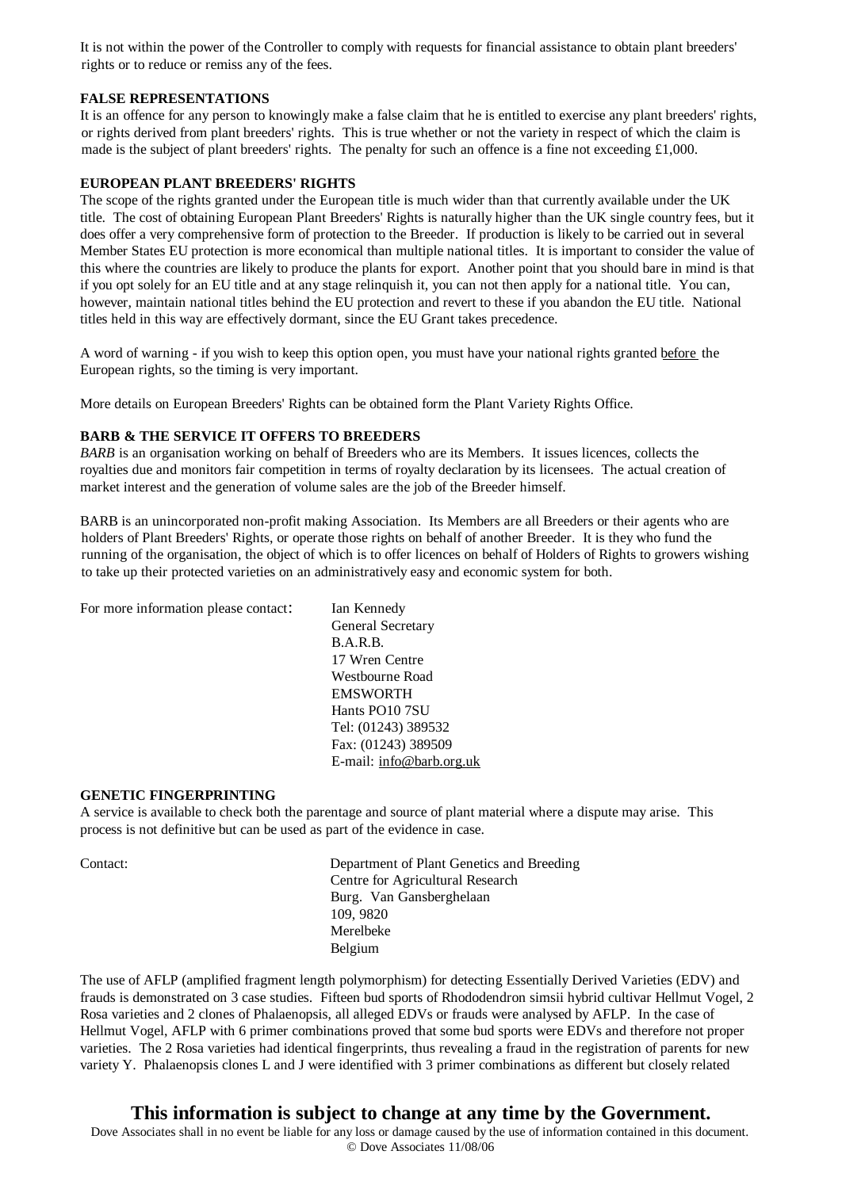It is not within the power of the Controller to comply with requests for financial assistance to obtain plant breeders' rights or to reduce or remiss any of the fees.

**FALSE REPRESENTATIONS**

It is an offence for any person to knowingly make a false claim that he is entitled to exercise any plant breeders' rights, or rights derived from plant breeders' rights. This is true whether or not the variety in respect of which the claim is made is the subject of plant breeders' rights. The penalty for such an offence is a fine not exceeding £1,000.

**EUROPEAN PLANT BREEDERS' RIGHTS**

The scope of the rights granted under the European title is much wider than that currently available under the UK title. The cost of obtaining European Plant Breeders' Rights is naturally higher than the UK single country fees, but it does offer a very comprehensive form of protection to the Breeder. If production is likely to be carried out in several Member States EU protection is more economical than multiple national titles. It is important to consider the value of this where the countries are likely to produce the plants for export. Another point that you should bare in mind is that if you opt solely for an EU title and at any stage relinquish it, you can not then apply for a national title. You can, however, maintain national titles behind the EU protection and revert to these if you abandon the EU title. National titles held in this way are effectively dormant, since the EU Grant takes precedence.

A word of warning - if you wish to keep this option open, you must have your national rights granted before the European rights, so the timing is very important.

More details on European Breeders' Rights can be obtained form the Plant Variety Rights Office.

**BARB & THE SERVICE IT OFFERS TO BREEDERS**

*BARB* is an organisation working on behalf of Breeders who are its Members. It issues licences, collects the royalties due and monitors fair competition in terms of royalty declaration by its licensees. The actual creation of market interest and the generation of volume sales are the job of the Breeder himself.

BARB is an unincorporated non-profit making Association. Its Members are all Breeders or their agents who are holders of Plant Breeders' Rights, or operate those rights on behalf of another Breeder. It is they who fund the running of the organisation, the object of which is to offer licences on behalf of Holders of Rights to growers wishing to take up their protected varieties on an administratively easy and economic system for both.

For more information please contact:

Ian Kennedy
General Secretary
B.A.R.B.
17 Wren Centre
Westbourne Road
EMSWORTH
Hants PO10 7SU
Tel: (01243) 389532
Fax: (01243) 389509
E-mail: info@barb.org.uk

**GENETIC FINGERPRINTING**

A service is available to check both the parentage and source of plant material where a dispute may arise. This process is not definitive but can be used as part of the evidence in case.

Contact:

Department of Plant Genetics and Breeding
Centre for Agricultural Research
Burg. Van Gansberghelaan
109, 9820
Merelbeke
Belgium

The use of AFLP (amplified fragment length polymorphism) for detecting Essentially Derived Varieties (EDV) and frauds is demonstrated on 3 case studies. Fifteen bud sports of Rhododendron simsii hybrid cultivar Hellmut Vogel, 2 Rosa varieties and 2 clones of Phalaenopsis, all alleged EDVs or frauds were analysed by AFLP. In the case of Hellmut Vogel, AFLP with 6 primer combinations proved that some bud sports were EDVs and therefore not proper varieties. The 2 Rosa varieties had identical fingerprints, thus revealing a fraud in the registration of parents for new variety Y. Phalaenopsis clones L and J were identified with 3 primer combinations as different but closely related

**This information is subject to change at any time by the Government.**

Dove Associates shall in no event be liable for any loss or damage caused by the use of information contained in this document.
© Dove Associates 11/08/06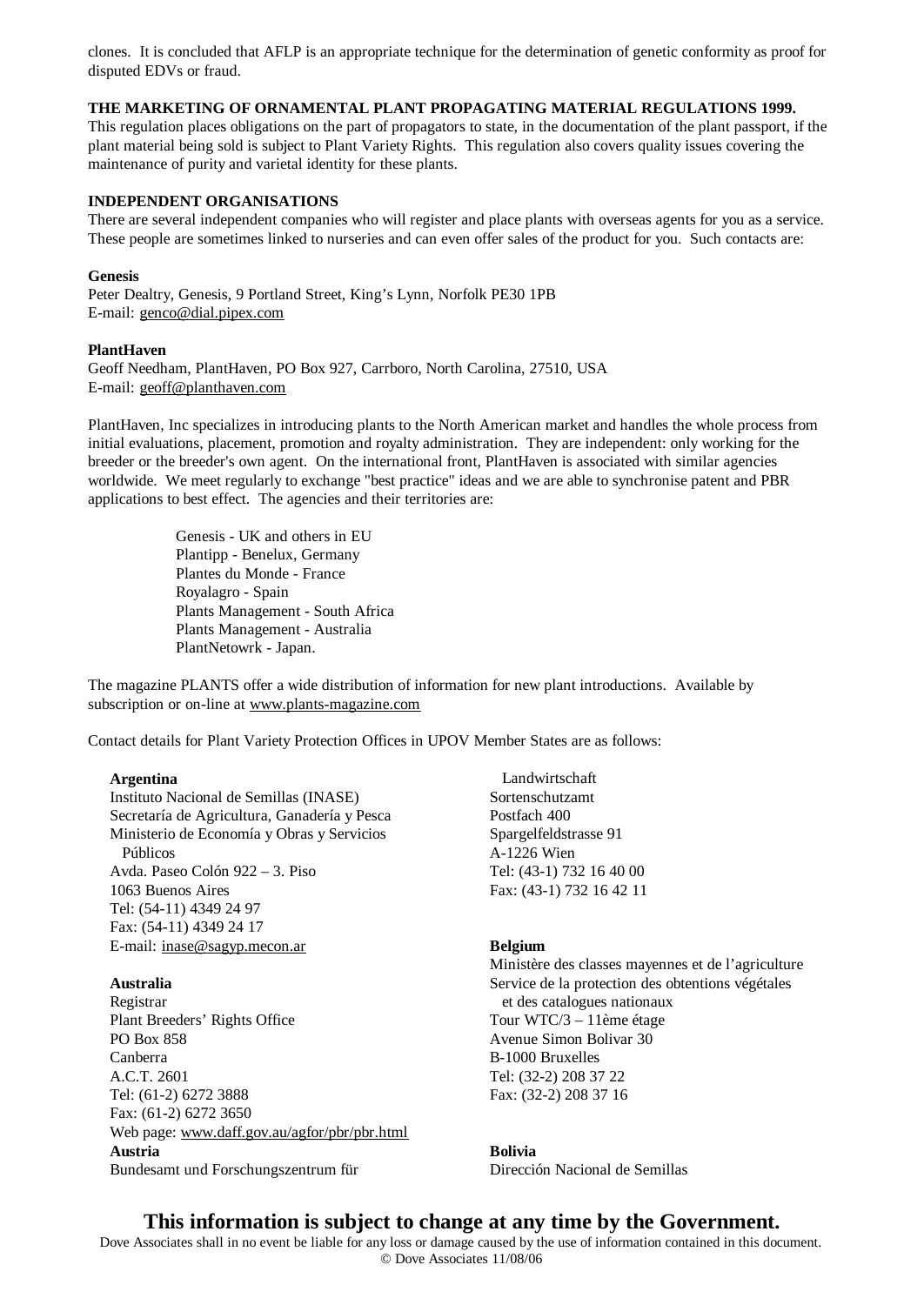clones. It is concluded that AFLP is an appropriate technique for the determination of genetic conformity as proof for disputed EDVs or fraud.

**THE MARKETING OF ORNAMENTAL PLANT PROPAGATING MATERIAL REGULATIONS 1999.**
This regulation places obligations on the part of propagators to state, in the documentation of the plant passport, if the plant material being sold is subject to Plant Variety Rights. This regulation also covers quality issues covering the maintenance of purity and varietal identity for these plants.

**INDEPENDENT ORGANISATIONS**
There are several independent companies who will register and place plants with overseas agents for you as a service. These people are sometimes linked to nurseries and can even offer sales of the product for you. Such contacts are:

**Genesis**
Peter Dealtry, Genesis, 9 Portland Street, King's Lynn, Norfolk PE30 1PB
E-mail: genco@dial.pipex.com

**PlantHaven**
Geoff Needham, PlantHaven, PO Box 927, Carrboro, North Carolina, 27510, USA
E-mail: geoff@planthaven.com

PlantHaven, Inc specializes in introducing plants to the North American market and handles the whole process from initial evaluations, placement, promotion and royalty administration. They are independent: only working for the breeder or the breeder's own agent. On the international front, PlantHaven is associated with similar agencies worldwide. We meet regularly to exchange "best practice" ideas and we are able to synchronise patent and PBR applications to best effect. The agencies and their territories are:

Genesis - UK and others in EU
Plantipp - Benelux, Germany
Plantes du Monde - France
Royalagro - Spain
Plants Management - South Africa
Plants Management - Australia
PlantNetowrk - Japan.

The magazine PLANTS offer a wide distribution of information for new plant introductions. Available by subscription or on-line at www.plants-magazine.com

Contact details for Plant Variety Protection Offices in UPOV Member States are as follows:

**Argentina**
Instituto Nacional de Semillas (INASE)
Secretaría de Agricultura, Ganadería y Pesca
Ministerio de Economía y Obras y Servicios Públicos
Avda. Paseo Colón 922 – 3. Piso
1063 Buenos Aires
Tel: (54-11) 4349 24 97
Fax: (54-11) 4349 24 17
E-mail: inase@sagyp.mecon.ar

**Australia**
Registrar
Plant Breeders' Rights Office
PO Box 858
Canberra
A.C.T. 2601
Tel: (61-2) 6272 3888
Fax: (61-2) 6272 3650
Web page: www.daff.gov.au/agfor/pbr/pbr.html

**Austria**
Bundesamt und Forschungszentrum für Landwirtschaft
Sortenschutzamt
Postfach 400
Spargelfeldstrasse 91
A-1226 Wien
Tel: (43-1) 732 16 40 00
Fax: (43-1) 732 16 42 11

**Belgium**
Ministère des classes mayennes et de l'agriculture
Service de la protection des obtentions végétales et des catalogues nationaux
Tour WTC/3 – 11ème étage
Avenue Simon Bolivar 30
B-1000 Bruxelles
Tel: (32-2) 208 37 22
Fax: (32-2) 208 37 16

**Bolivia**
Dirección Nacional de Semillas

**This information is subject to change at any time by the Government.**
Dove Associates shall in no event be liable for any loss or damage caused by the use of information contained in this document.
© Dove Associates 11/08/06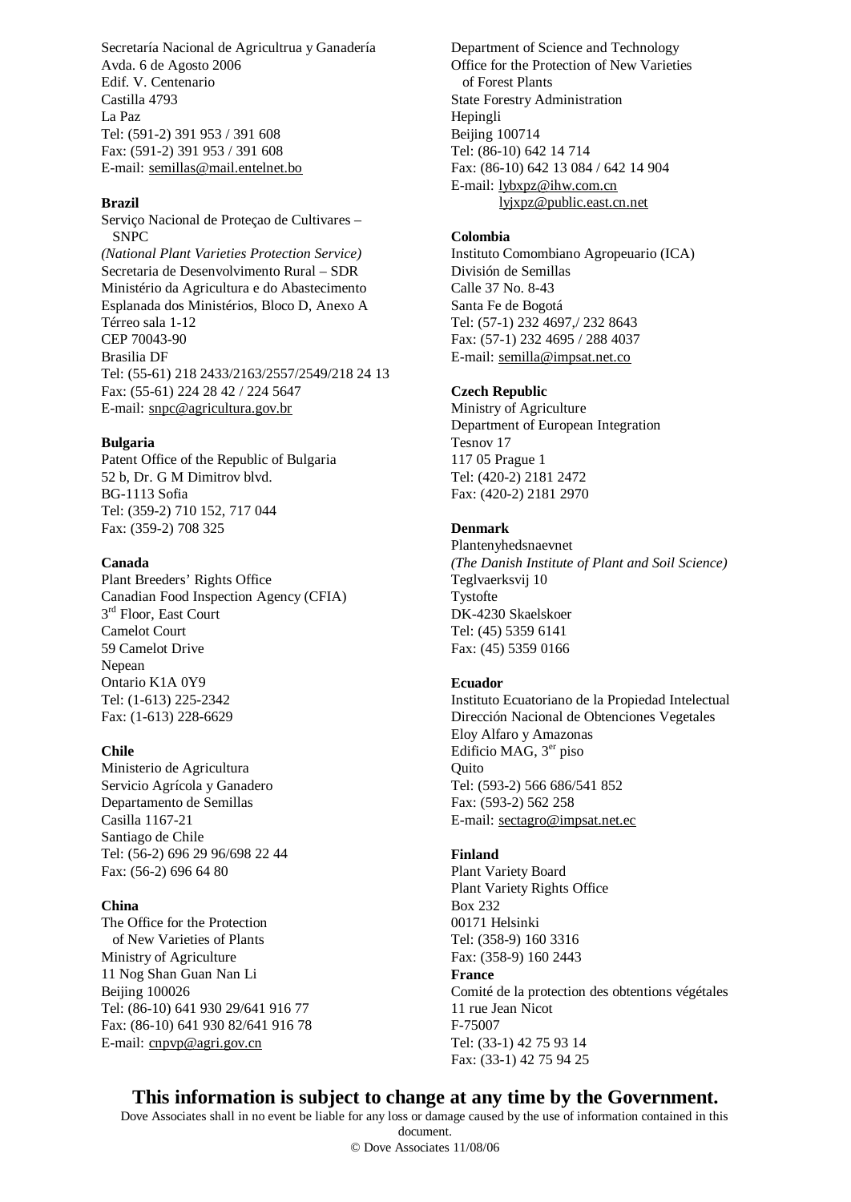Secretaría Nacional de Agricultrua y Ganadería
Avda. 6 de Agosto 2006
Edif. V. Centenario
Castilla 4793
La Paz
Tel: (591-2) 391 953 / 391 608
Fax: (591-2) 391 953 / 391 608
E-mail: semillas@mail.entelnet.bo

**Brazil**

Serviço Nacional de Proteçao de Cultivares – SNPC
*(National Plant Varieties Protection Service)*
Secretaria de Desenvolvimento Rural – SDR
Ministério da Agricultura e do Abastecimento
Esplanada dos Ministérios, Bloco D, Anexo A
Térreo sala 1-12
CEP 70043-90
Brasilia DF
Tel: (55-61) 218 2433/2163/2557/2549/218 24 13
Fax: (55-61) 224 28 42 / 224 5647
E-mail: snpc@agricultura.gov.br

**Bulgaria**

Patent Office of the Republic of Bulgaria
52 b, Dr. G M Dimitrov blvd.
BG-1113 Sofia
Tel: (359-2) 710 152, 717 044
Fax: (359-2) 708 325

**Canada**

Plant Breeders' Rights Office
Canadian Food Inspection Agency (CFIA)
3rd Floor, East Court
Camelot Court
59 Camelot Drive
Nepean
Ontario K1A 0Y9
Tel: (1-613) 225-2342
Fax: (1-613) 228-6629

**Chile**

Ministerio de Agricultura
Servicio Agrícola y Ganadero
Departamento de Semillas
Casilla 1167-21
Santiago de Chile
Tel: (56-2) 696 29 96/698 22 44
Fax: (56-2) 696 64 80

**China**

The Office for the Protection of New Varieties of Plants
Ministry of Agriculture
11 Nog Shan Guan Nan Li
Beijing 100026
Tel: (86-10) 641 930 29/641 916 77
Fax: (86-10) 641 930 82/641 916 78
E-mail: cnpvp@agri.gov.cn

Department of Science and Technology
Office for the Protection of New Varieties of Forest Plants
State Forestry Administration
Hepingli
Beijing 100714
Tel: (86-10) 642 14 714
Fax: (86-10) 642 13 084 / 642 14 904
E-mail: lybxpz@ihw.com.cn
lyjxpz@public.east.cn.net

**Colombia**

Instituto Comombiano Agropeuario (ICA)
División de Semillas
Calle 37 No. 8-43
Santa Fe de Bogotá
Tel: (57-1) 232 4697,/ 232 8643
Fax: (57-1) 232 4695 / 288 4037
E-mail: semilla@impsat.net.co

**Czech Republic**

Ministry of Agriculture
Department of European Integration
Tesnov 17
117 05 Prague 1
Tel: (420-2) 2181 2472
Fax: (420-2) 2181 2970

**Denmark**

Plantenyhedsnaevnet
*(The Danish Institute of Plant and Soil Science)*
Teglvaerksvij 10
Tystofte
DK-4230 Skaelskoer
Tel: (45) 5359 6141
Fax: (45) 5359 0166

**Ecuador**

Instituto Ecuatoriano de la Propiedad Intelectual
Dirección Nacional de Obtenciones Vegetales
Eloy Alfaro y Amazonas
Edificio MAG, 3er piso
Quito
Tel: (593-2) 566 686/541 852
Fax: (593-2) 562 258
E-mail: sectagro@impsat.net.ec

**Finland**

Plant Variety Board
Plant Variety Rights Office
Box 232
00171 Helsinki
Tel: (358-9) 160 3316
Fax: (358-9) 160 2443

**France**

Comité de la protection des obtentions végétales
11 rue Jean Nicot
F-75007
Tel: (33-1) 42 75 93 14
Fax: (33-1) 42 75 94 25

**This information is subject to change at any time by the Government.**

Dove Associates shall in no event be liable for any loss or damage caused by the use of information contained in this document.

© Dove Associates 11/08/06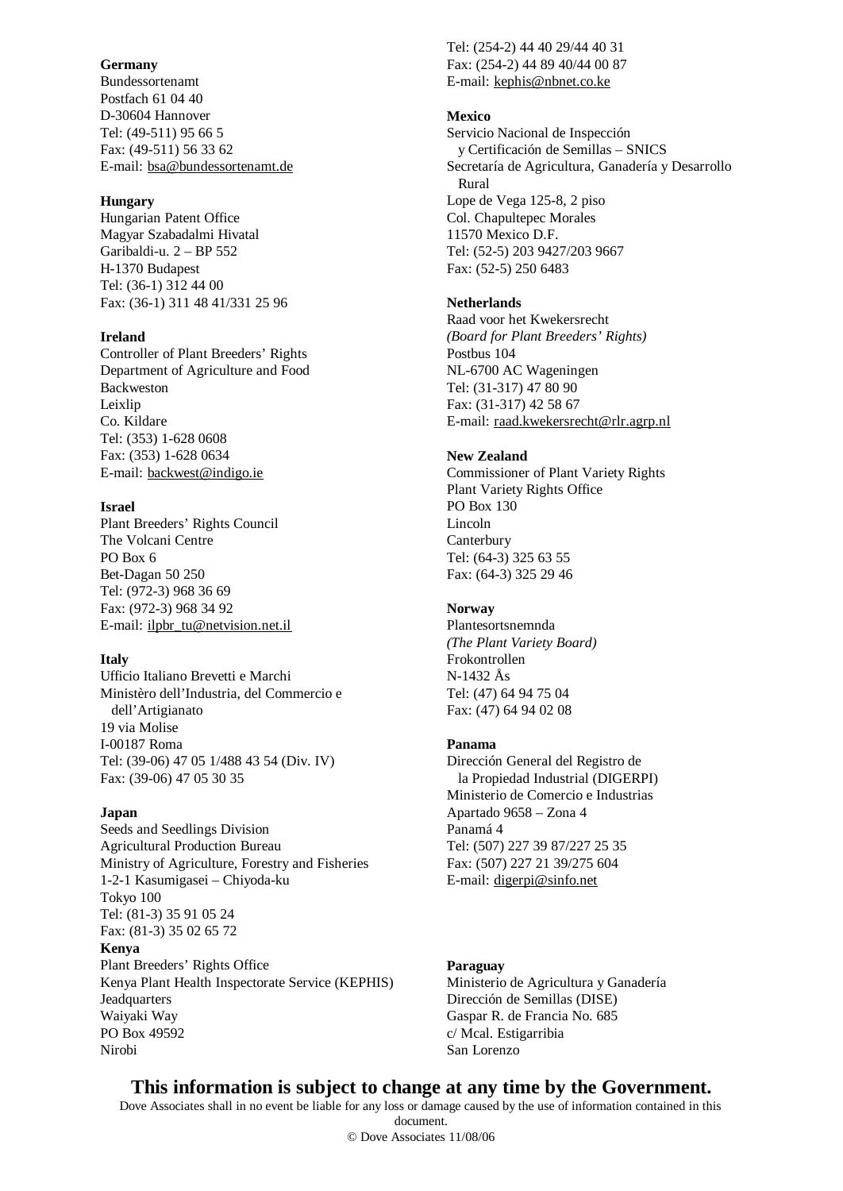**Germany**
Bundessortenamt
Postfach 61 04 40
D-30604 Hannover
Tel: (49-511) 95 66 5
Fax: (49-511) 56 33 62
E-mail: bsa@bundessortenamt.de

**Hungary**
Hungarian Patent Office
Magyar Szabadalmi Hivatal
Garibaldi-u. 2 – BP 552
H-1370 Budapest
Tel: (36-1) 312 44 00
Fax: (36-1) 311 48 41/331 25 96

**Ireland**
Controller of Plant Breeders' Rights
Department of Agriculture and Food
Backweston
Leixlip
Co. Kildare
Tel: (353) 1-628 0608
Fax: (353) 1-628 0634
E-mail: backwest@indigo.ie

**Israel**
Plant Breeders' Rights Council
The Volcani Centre
PO Box 6
Bet-Dagan 50 250
Tel: (972-3) 968 36 69
Fax: (972-3) 968 34 92
E-mail: ilpbr_tu@netvision.net.il

**Italy**
Ufficio Italiano Brevetti e Marchi
Ministèro dell'Industria, del Commercio e dell'Artigianato
19 via Molise
I-00187 Roma
Tel: (39-06) 47 05 1/488 43 54 (Div. IV)
Fax: (39-06) 47 05 30 35

**Japan**
Seeds and Seedlings Division
Agricultural Production Bureau
Ministry of Agriculture, Forestry and Fisheries
1-2-1 Kasumigasei – Chiyoda-ku
Tokyo 100
Tel: (81-3) 35 91 05 24
Fax: (81-3) 35 02 65 72

**Kenya**
Plant Breeders' Rights Office
Kenya Plant Health Inspectorate Service (KEPHIS)
Jeadquarters
Waiyaki Way
PO Box 49592
Nirobi
Tel: (254-2) 44 40 29/44 40 31
Fax: (254-2) 44 89 40/44 00 87
E-mail: kephis@nbnet.co.ke

**Mexico**
Servicio Nacional de Inspección y Certificación de Semillas – SNICS
Secretaría de Agricultura, Ganadería y Desarrollo Rural
Lope de Vega 125-8, 2 piso
Col. Chapultepec Morales
11570 Mexico D.F.
Tel: (52-5) 203 9427/203 9667
Fax: (52-5) 250 6483

**Netherlands**
Raad voor het Kwekersrecht
*(Board for Plant Breeders' Rights)*
Postbus 104
NL-6700 AC Wageningen
Tel: (31-317) 47 80 90
Fax: (31-317) 42 58 67
E-mail: raad.kwekersrecht@rlr.agrp.nl

**New Zealand**
Commissioner of Plant Variety Rights
Plant Variety Rights Office
PO Box 130
Lincoln
Canterbury
Tel: (64-3) 325 63 55
Fax: (64-3) 325 29 46

**Norway**
Plantesortsnemnda
*(The Plant Variety Board)*
Frokontrollen
N-1432 Ås
Tel: (47) 64 94 75 04
Fax: (47) 64 94 02 08

**Panama**
Dirección General del Registro de la Propiedad Industrial (DIGERPI)
Ministerio de Comercio e Industrias
Apartado 9658 – Zona 4
Panamá 4
Tel: (507) 227 39 87/227 25 35
Fax: (507) 227 21 39/275 604
E-mail: digerpi@sinfo.net

**Paraguay**
Ministerio de Agricultura y Ganadería
Dirección de Semillas (DISE)
Gaspar R. de Francia No. 685
c/ Mcal. Estigarribia
San Lorenzo

**This information is subject to change at any time by the Government.**

Dove Associates shall in no event be liable for any loss or damage caused by the use of information contained in this document.

© Dove Associates 11/08/06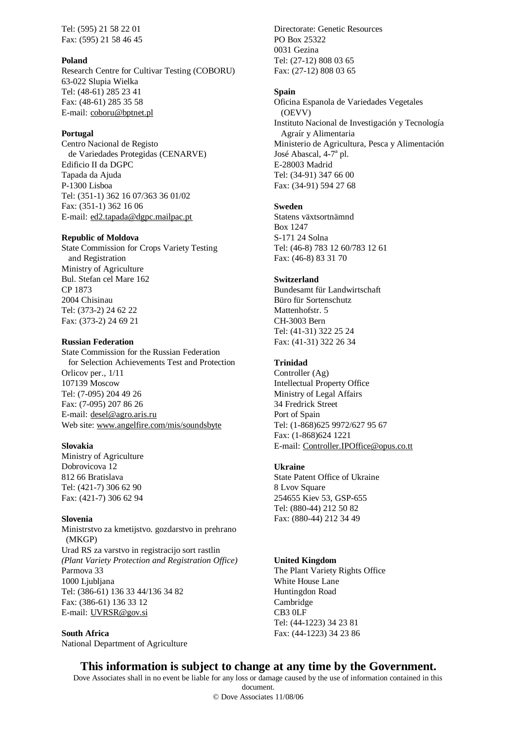Tel: (595) 21 58 22 01
Fax: (595) 21 58 46 45

**Poland**
Research Centre for Cultivar Testing (COBORU)
63-022 Slupia Wielka
Tel: (48-61) 285 23 41
Fax: (48-61) 285 35 58
E-mail: coboru@bptnet.pl

**Portugal**
Centro Nacional de Registo
de Variedades Protegidas (CENARVE)
Edificio II da DGPC
Tapada da Ajuda
P-1300 Lisboa
Tel: (351-1) 362 16 07/363 36 01/02
Fax: (351-1) 362 16 06
E-mail: ed2.tapada@dgpc.mailpac.pt

**Republic of Moldova**
State Commission for Crops Variety Testing
and Registration
Ministry of Agriculture
Bul. Stefan cel Mare 162
CP 1873
2004 Chisinau
Tel: (373-2) 24 62 22
Fax: (373-2) 24 69 21

**Russian Federation**
State Commission for the Russian Federation
for Selection Achievements Test and Protection
Orlicov per., 1/11
107139 Moscow
Tel: (7-095) 204 49 26
Fax: (7-095) 207 86 26
E-mail: desel@agro.aris.ru
Web site: www.angelfire.com/mis/soundsbyte

**Slovakia**
Ministry of Agriculture
Dobrovicova 12
812 66 Bratislava
Tel: (421-7) 306 62 90
Fax: (421-7) 306 62 94

**Slovenia**
Ministrstvo za kmetijstvo. gozdarstvo in prehrano
(MKGP)
Urad RS za varstvo in registracijo sort rastlin
*(Plant Variety Protection and Registration Office)*
Parmova 33
1000 Ljubljana
Tel: (386-61) 136 33 44/136 34 82
Fax: (386-61) 136 33 12
E-mail: UVRSR@gov.si

**South Africa**
National Department of Agriculture
Directorate: Genetic Resources
PO Box 25322
0031 Gezina
Tel: (27-12) 808 03 65
Fax: (27-12) 808 03 65

**Spain**
Oficina Espanola de Variedades Vegetales
(OEVV)
Instituto Nacional de Investigación y Tecnología
Agraír y Alimentaria
Ministerio de Agricultura, Pesca y Alimentación
José Abascal, 4-7ª pl.
E-28003 Madrid
Tel: (34-91) 347 66 00
Fax: (34-91) 594 27 68

**Sweden**
Statens växtsortnämnd
Box 1247
S-171 24 Solna
Tel: (46-8) 783 12 60/783 12 61
Fax: (46-8) 83 31 70

**Switzerland**
Bundesamt für Landwirtschaft
Büro für Sortenschutz
Mattenhofstr. 5
CH-3003 Bern
Tel: (41-31) 322 25 24
Fax: (41-31) 322 26 34

**Trinidad**
Controller (Ag)
Intellectual Property Office
Ministry of Legal Affairs
34 Fredrick Street
Port of Spain
Tel: (1-868)625 9972/627 95 67
Fax: (1-868)624 1221
E-mail: Controller.IPOffice@opus.co.tt

**Ukraine**
State Patent Office of Ukraine
8 Lvov Square
254655 Kiev 53, GSP-655
Tel: (880-44) 212 50 82
Fax: (880-44) 212 34 49

**United Kingdom**
The Plant Variety Rights Office
White House Lane
Huntingdon Road
Cambridge
CB3 0LF
Tel: (44-1223) 34 23 81
Fax: (44-1223) 34 23 86

**This information is subject to change at any time by the Government.**

Dove Associates shall in no event be liable for any loss or damage caused by the use of information contained in this document.

© Dove Associates 11/08/06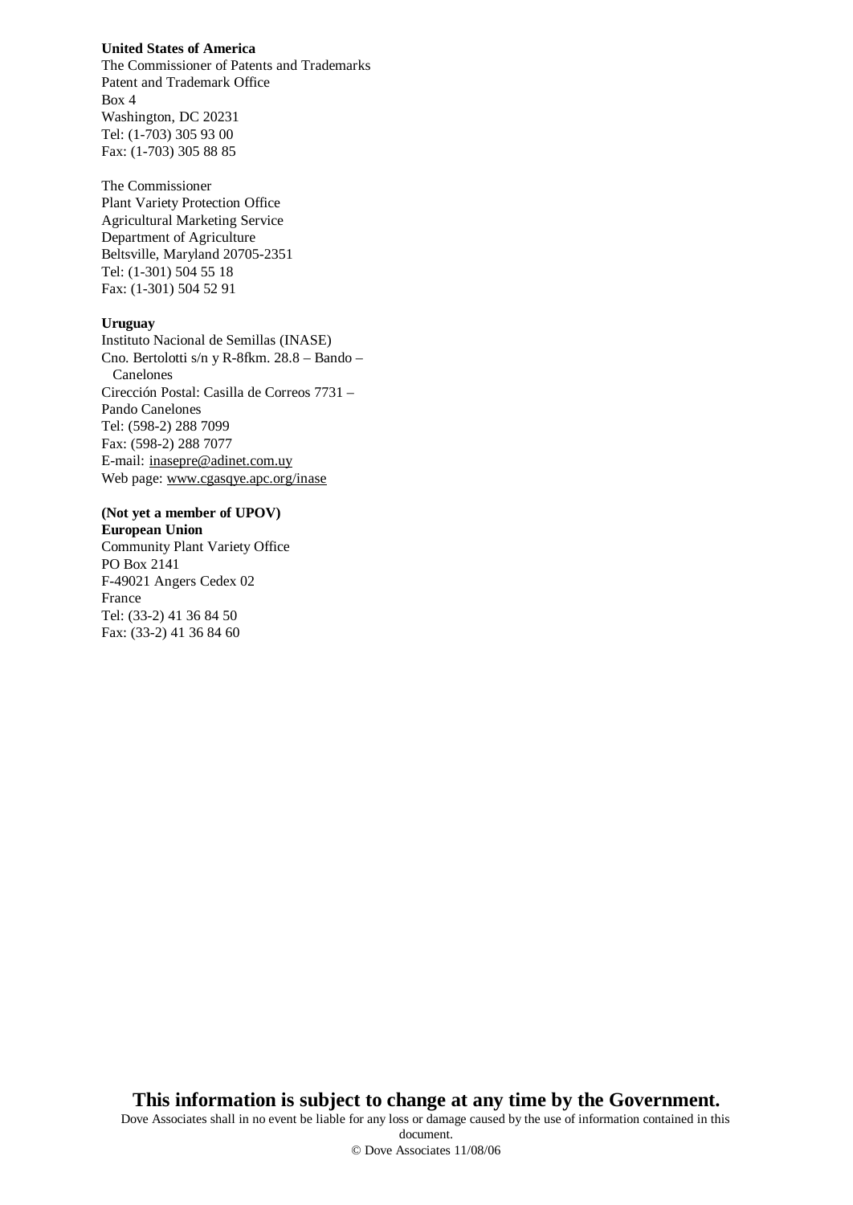**United States of America**
The Commissioner of Patents and Trademarks
Patent and Trademark Office
Box 4
Washington, DC 20231
Tel: (1-703) 305 93 00
Fax: (1-703) 305 88 85

The Commissioner
Plant Variety Protection Office
Agricultural Marketing Service
Department of Agriculture
Beltsville, Maryland 20705-2351
Tel: (1-301) 504 55 18
Fax: (1-301) 504 52 91

**Uruguay**
Instituto Nacional de Semillas (INASE)
Cno. Bertolotti s/n y R-8fkm. 28.8 – Bando – Canelones
Cirección Postal: Casilla de Correos 7731 –
Pando Canelones
Tel: (598-2) 288 7099
Fax: (598-2) 288 7077
E-mail: inasepre@adinet.com.uy
Web page: www.cgasqye.apc.org/inase

**(Not yet a member of UPOV)**
**European Union**
Community Plant Variety Office
PO Box 2141
F-49021 Angers Cedex 02
France
Tel: (33-2) 41 36 84 50
Fax: (33-2) 41 36 84 60

**This information is subject to change at any time by the Government.**
Dove Associates shall in no event be liable for any loss or damage caused by the use of information contained in this document.
© Dove Associates 11/08/06